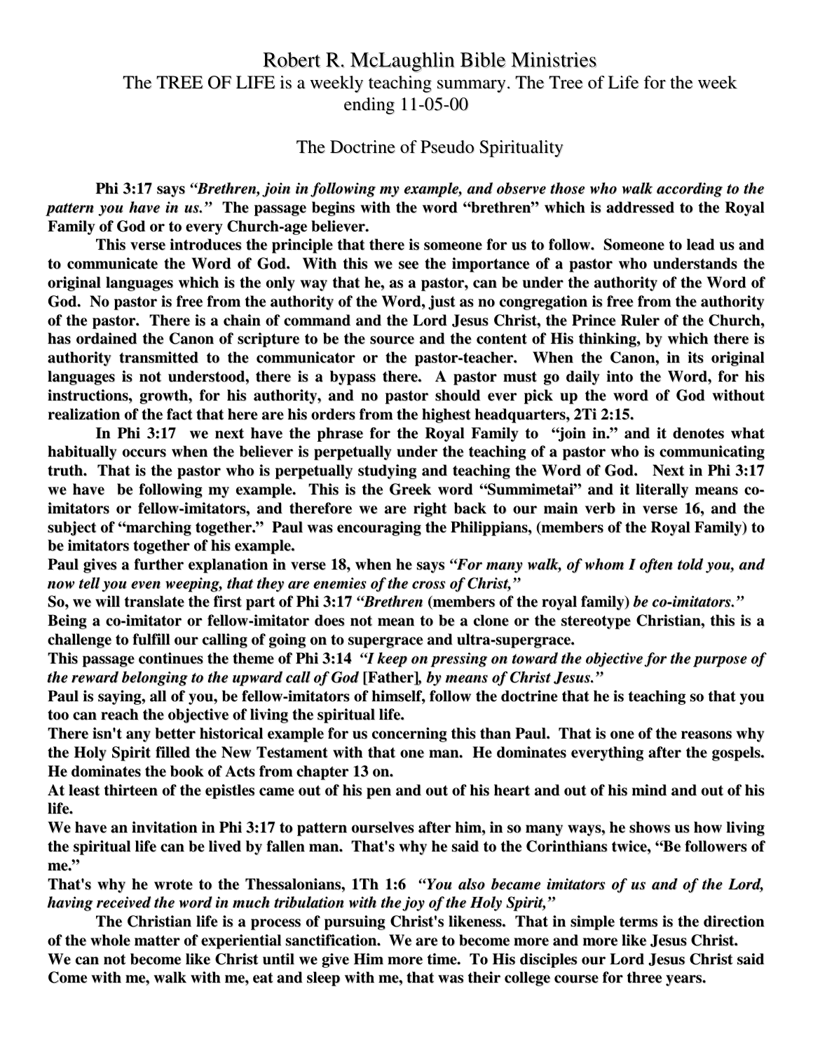# Robert R. McLaughlin Bible Ministries

The TREE OF LIFE is a weekly teaching summary. The Tree of Life for the week ending 11-05-00

## The Doctrine of Pseudo Spirituality

**Phi 3:17 says *"Brethren, join in following my example, and observe those who walk according to the pattern you have in us."* The passage begins with the word "brethren" which is addressed to the Royal Family of God or to every Church-age believer.**

**This verse introduces the principle that there is someone for us to follow. Someone to lead us and to communicate the Word of God. With this we see the importance of a pastor who understands the original languages which is the only way that he, as a pastor, can be under the authority of the Word of God. No pastor is free from the authority of the Word, just as no congregation is free from the authority of the pastor. There is a chain of command and the Lord Jesus Christ, the Prince Ruler of the Church, has ordained the Canon of scripture to be the source and the content of His thinking, by which there is authority transmitted to the communicator or the pastor-teacher. When the Canon, in its original languages is not understood, there is a bypass there. A pastor must go daily into the Word, for his instructions, growth, for his authority, and no pastor should ever pick up the word of God without realization of the fact that here are his orders from the highest headquarters, 2Ti 2:15.**

**In Phi 3:17 we next have the phrase for the Royal Family to "join in." and it denotes what habitually occurs when the believer is perpetually under the teaching of a pastor who is communicating truth. That is the pastor who is perpetually studying and teaching the Word of God. Next in Phi 3:17 we have be following my example. This is the Greek word "Summimetai" and it literally means co-imitators or fellow-imitators, and therefore we are right back to our main verb in verse 16, and the subject of "marching together." Paul was encouraging the Philippians, (members of the Royal Family) to be imitators together of his example.**

**Paul gives a further explanation in verse 18, when he says *"For many walk, of whom I often told you, and now tell you even weeping, that they are enemies of the cross of Christ,"***

**So, we will translate the first part of Phi 3:17 *"Brethren* (members of the royal family) *be co-imitators."***

**Being a co-imitator or fellow-imitator does not mean to be a clone or the stereotype Christian, this is a challenge to fulfill our calling of going on to supergrace and ultra-supergrace.**

**This passage continues the theme of Phi 3:14 *"I keep on pressing on toward the objective for the purpose of the reward belonging to the upward call of God* [Father]*, by means of Christ Jesus."***

**Paul is saying, all of you, be fellow-imitators of himself, follow the doctrine that he is teaching so that you too can reach the objective of living the spiritual life.**

**There isn't any better historical example for us concerning this than Paul. That is one of the reasons why the Holy Spirit filled the New Testament with that one man. He dominates everything after the gospels. He dominates the book of Acts from chapter 13 on.**

**At least thirteen of the epistles came out of his pen and out of his heart and out of his mind and out of his life.**

**We have an invitation in Phi 3:17 to pattern ourselves after him, in so many ways, he shows us how living the spiritual life can be lived by fallen man. That's why he said to the Corinthians twice, "Be followers of me."**

**That's why he wrote to the Thessalonians, 1Th 1:6 *"You also became imitators of us and of the Lord, having received the word in much tribulation with the joy of the Holy Spirit,"***

**The Christian life is a process of pursuing Christ's likeness. That in simple terms is the direction of the whole matter of experiential sanctification. We are to become more and more like Jesus Christ.**

**We can not become like Christ until we give Him more time. To His disciples our Lord Jesus Christ said Come with me, walk with me, eat and sleep with me, that was their college course for three years.**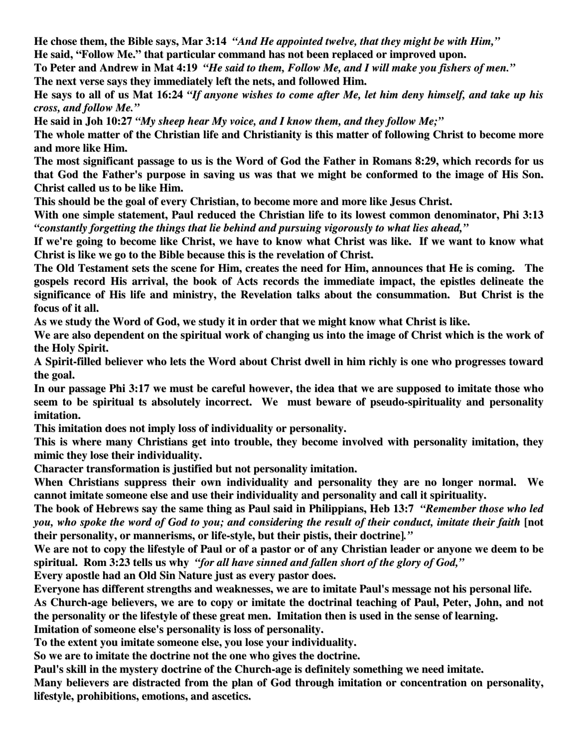**He chose them, the Bible says, Mar 3:14** ***"And He appointed twelve, that they might be with Him,"***

**He said, "Follow Me." that particular command has not been replaced or improved upon.**

**To Peter and Andrew in Mat 4:19** ***"He said to them, Follow Me, and I will make you fishers of men."***

**The next verse says they immediately left the nets, and followed Him.**

**He says to all of us Mat 16:24** ***"If anyone wishes to come after Me, let him deny himself, and take up his cross, and follow Me."***

**He said in Joh 10:27** ***"My sheep hear My voice, and I know them, and they follow Me;"***

**The whole matter of the Christian life and Christianity is this matter of following Christ to become more and more like Him.**

**The most significant passage to us is the Word of God the Father in Romans 8:29, which records for us that God the Father's purpose in saving us was that we might be conformed to the image of His Son. Christ called us to be like Him.**

**This should be the goal of every Christian, to become more and more like Jesus Christ.**

**With one simple statement, Paul reduced the Christian life to its lowest common denominator, Phi 3:13** ***"constantly forgetting the things that lie behind and pursuing vigorously to what lies ahead,"***

**If we're going to become like Christ, we have to know what Christ was like. If we want to know what Christ is like we go to the Bible because this is the revelation of Christ.**

**The Old Testament sets the scene for Him, creates the need for Him, announces that He is coming. The gospels record His arrival, the book of Acts records the immediate impact, the epistles delineate the significance of His life and ministry, the Revelation talks about the consummation. But Christ is the focus of it all.**

**As we study the Word of God, we study it in order that we might know what Christ is like.**

**We are also dependent on the spiritual work of changing us into the image of Christ which is the work of the Holy Spirit.**

**A Spirit-filled believer who lets the Word about Christ dwell in him richly is one who progresses toward the goal.**

**In our passage Phi 3:17 we must be careful however, the idea that we are supposed to imitate those who seem to be spiritual ts absolutely incorrect. We must beware of pseudo-spirituality and personality imitation.**

**This imitation does not imply loss of individuality or personality.**

**This is where many Christians get into trouble, they become involved with personality imitation, they mimic they lose their individuality.**

**Character transformation is justified but not personality imitation.**

**When Christians suppress their own individuality and personality they are no longer normal. We cannot imitate someone else and use their individuality and personality and call it spirituality.**

**The book of Hebrews say the same thing as Paul said in Philippians, Heb 13:7** ***"Remember those who led you, who spoke the word of God to you; and considering the result of their conduct, imitate their faith*** **[not their personality, or mannerisms, or life-style, but their pistis, their doctrine]*."***

**We are not to copy the lifestyle of Paul or of a pastor or of any Christian leader or anyone we deem to be spiritual. Rom 3:23 tells us why** ***"for all have sinned and fallen short of the glory of God,"***

**Every apostle had an Old Sin Nature just as every pastor does.**

**Everyone has different strengths and weaknesses, we are to imitate Paul's message not his personal life.**

**As Church-age believers, we are to copy or imitate the doctrinal teaching of Paul, Peter, John, and not the personality or the lifestyle of these great men. Imitation then is used in the sense of learning.**

**Imitation of someone else's personality is loss of personality.**

**To the extent you imitate someone else, you lose your individuality.**

**So we are to imitate the doctrine not the one who gives the doctrine.**

**Paul's skill in the mystery doctrine of the Church-age is definitely something we need imitate.**

**Many believers are distracted from the plan of God through imitation or concentration on personality, lifestyle, prohibitions, emotions, and ascetics.**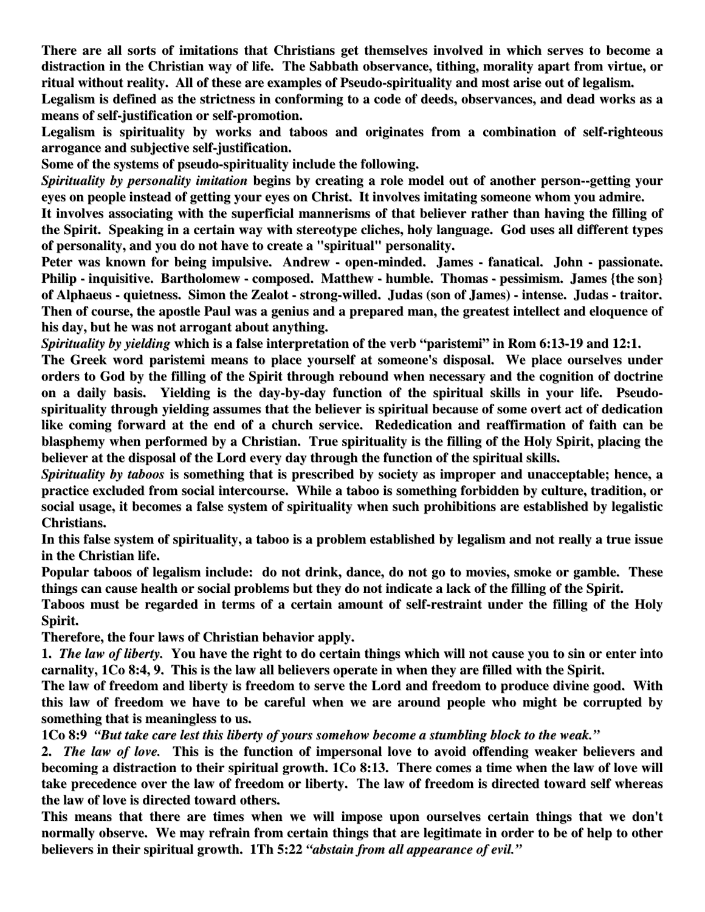**There are all sorts of imitations that Christians get themselves involved in which serves to become a distraction in the Christian way of life. The Sabbath observance, tithing, morality apart from virtue, or ritual without reality. All of these are examples of Pseudo-spirituality and most arise out of legalism.**

**Legalism is defined as the strictness in conforming to a code of deeds, observances, and dead works as a means of self-justification or self-promotion.**

**Legalism is spirituality by works and taboos and originates from a combination of self-righteous arrogance and subjective self-justification.**

**Some of the systems of pseudo-spirituality include the following.**

***Spirituality by personality imitation*** **begins by creating a role model out of another person--getting your eyes on people instead of getting your eyes on Christ. It involves imitating someone whom you admire.**

**It involves associating with the superficial mannerisms of that believer rather than having the filling of the Spirit. Speaking in a certain way with stereotype cliches, holy language. God uses all different types of personality, and you do not have to create a "spiritual" personality.**

**Peter was known for being impulsive. Andrew - open-minded. James - fanatical. John - passionate. Philip - inquisitive. Bartholomew - composed. Matthew - humble. Thomas - pessimism. James {the son} of Alphaeus - quietness. Simon the Zealot - strong-willed. Judas (son of James) - intense. Judas - traitor. Then of course, the apostle Paul was a genius and a prepared man, the greatest intellect and eloquence of his day, but he was not arrogant about anything.**

***Spirituality by yielding*** **which is a false interpretation of the verb "paristemi" in Rom 6:13-19 and 12:1.**

**The Greek word paristemi means to place yourself at someone's disposal. We place ourselves under orders to God by the filling of the Spirit through rebound when necessary and the cognition of doctrine on a daily basis. Yielding is the day-by-day function of the spiritual skills in your life. Pseudo-spirituality through yielding assumes that the believer is spiritual because of some overt act of dedication like coming forward at the end of a church service. Rededication and reaffirmation of faith can be blasphemy when performed by a Christian. True spirituality is the filling of the Holy Spirit, placing the believer at the disposal of the Lord every day through the function of the spiritual skills.**

***Spirituality by taboos*** **is something that is prescribed by society as improper and unacceptable; hence, a practice excluded from social intercourse. While a taboo is something forbidden by culture, tradition, or social usage, it becomes a false system of spirituality when such prohibitions are established by legalistic Christians.**

**In this false system of spirituality, a taboo is a problem established by legalism and not really a true issue in the Christian life.**

**Popular taboos of legalism include: do not drink, dance, do not go to movies, smoke or gamble. These things can cause health or social problems but they do not indicate a lack of the filling of the Spirit.**

**Taboos must be regarded in terms of a certain amount of self-restraint under the filling of the Holy Spirit.**

**Therefore, the four laws of Christian behavior apply.**

**1.** ***The law of liberty.*** **You have the right to do certain things which will not cause you to sin or enter into carnality, 1Co 8:4, 9. This is the law all believers operate in when they are filled with the Spirit.**

**The law of freedom and liberty is freedom to serve the Lord and freedom to produce divine good. With this law of freedom we have to be careful when we are around people who might be corrupted by something that is meaningless to us.**

**1Co 8:9** ***"But take care lest this liberty of yours somehow become a stumbling block to the weak."***

**2.** ***The law of love.*** **This is the function of impersonal love to avoid offending weaker believers and becoming a distraction to their spiritual growth. 1Co 8:13. There comes a time when the law of love will take precedence over the law of freedom or liberty. The law of freedom is directed toward self whereas the law of love is directed toward others.**

**This means that there are times when we will impose upon ourselves certain things that we don't normally observe. We may refrain from certain things that are legitimate in order to be of help to other believers in their spiritual growth. 1Th 5:22** ***"abstain from all appearance of evil."***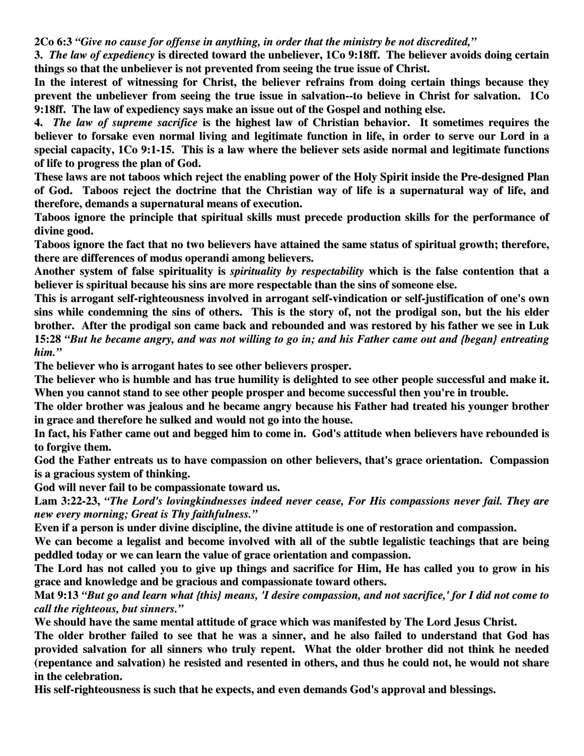**2Co 6:3** ***"Give no cause for offense in anything, in order that the ministry be not discredited,"***

**3.** ***The law of expediency*** **is directed toward the unbeliever, 1Co 9:18ff. The believer avoids doing certain things so that the unbeliever is not prevented from seeing the true issue of Christ.**

**In the interest of witnessing for Christ, the believer refrains from doing certain things because they prevent the unbeliever from seeing the true issue in salvation--to believe in Christ for salvation. 1Co 9:18ff. The law of expediency says make an issue out of the Gospel and nothing else.**

**4.** ***The law of supreme sacrifice*** **is the highest law of Christian behavior. It sometimes requires the believer to forsake even normal living and legitimate function in life, in order to serve our Lord in a special capacity, 1Co 9:1-15. This is a law where the believer sets aside normal and legitimate functions of life to progress the plan of God.**

**These laws are not taboos which reject the enabling power of the Holy Spirit inside the Pre-designed Plan of God. Taboos reject the doctrine that the Christian way of life is a supernatural way of life, and therefore, demands a supernatural means of execution.**

**Taboos ignore the principle that spiritual skills must precede production skills for the performance of divine good.**

**Taboos ignore the fact that no two believers have attained the same status of spiritual growth; therefore, there are differences of modus operandi among believers.**

**Another system of false spirituality is** ***spirituality by respectability*** **which is the false contention that a believer is spiritual because his sins are more respectable than the sins of someone else.**

**This is arrogant self-righteousness involved in arrogant self-vindication or self-justification of one's own sins while condemning the sins of others. This is the story of, not the prodigal son, but the his elder brother. After the prodigal son came back and rebounded and was restored by his father we see in Luk 15:28** ***"But he became angry, and was not willing to go in; and his Father came out and {began} entreating him."***

**The believer who is arrogant hates to see other believers prosper.**

**The believer who is humble and has true humility is delighted to see other people successful and make it. When you cannot stand to see other people prosper and become successful then you're in trouble.**

**The older brother was jealous and he became angry because his Father had treated his younger brother in grace and therefore he sulked and would not go into the house.**

**In fact, his Father came out and begged him to come in. God's attitude when believers have rebounded is to forgive them.**

**God the Father entreats us to have compassion on other believers, that's grace orientation. Compassion is a gracious system of thinking.**

**God will never fail to be compassionate toward us.**

**Lam 3:22-23,** ***"The Lord's lovingkindnesses indeed never cease, For His compassions never fail. They are new every morning; Great is Thy faithfulness."***

**Even if a person is under divine discipline, the divine attitude is one of restoration and compassion.**

**We can become a legalist and become involved with all of the subtle legalistic teachings that are being peddled today or we can learn the value of grace orientation and compassion.**

**The Lord has not called you to give up things and sacrifice for Him, He has called you to grow in his grace and knowledge and be gracious and compassionate toward others.**

**Mat 9:13** ***"But go and learn what {this} means, 'I desire compassion, and not sacrifice,' for I did not come to call the righteous, but sinners."***

**We should have the same mental attitude of grace which was manifested by The Lord Jesus Christ.**

**The older brother failed to see that he was a sinner, and he also failed to understand that God has provided salvation for all sinners who truly repent. What the older brother did not think he needed (repentance and salvation) he resisted and resented in others, and thus he could not, he would not share in the celebration.**

**His self-righteousness is such that he expects, and even demands God's approval and blessings.**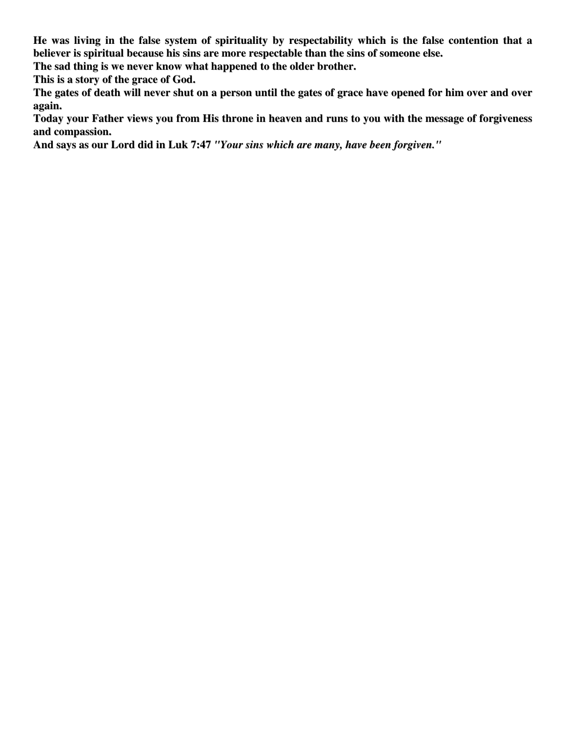**He was living in the false system of spirituality by respectability which is the false contention that a believer is spiritual because his sins are more respectable than the sins of someone else.**
**The sad thing is we never know what happened to the older brother.**
**This is a story of the grace of God.**
**The gates of death will never shut on a person until the gates of grace have opened for him over and over again.**
**Today your Father views you from His throne in heaven and runs to you with the message of forgiveness and compassion.**
**And says as our Lord did in Luk 7:47** ***"Your sins which are many, have been forgiven."***